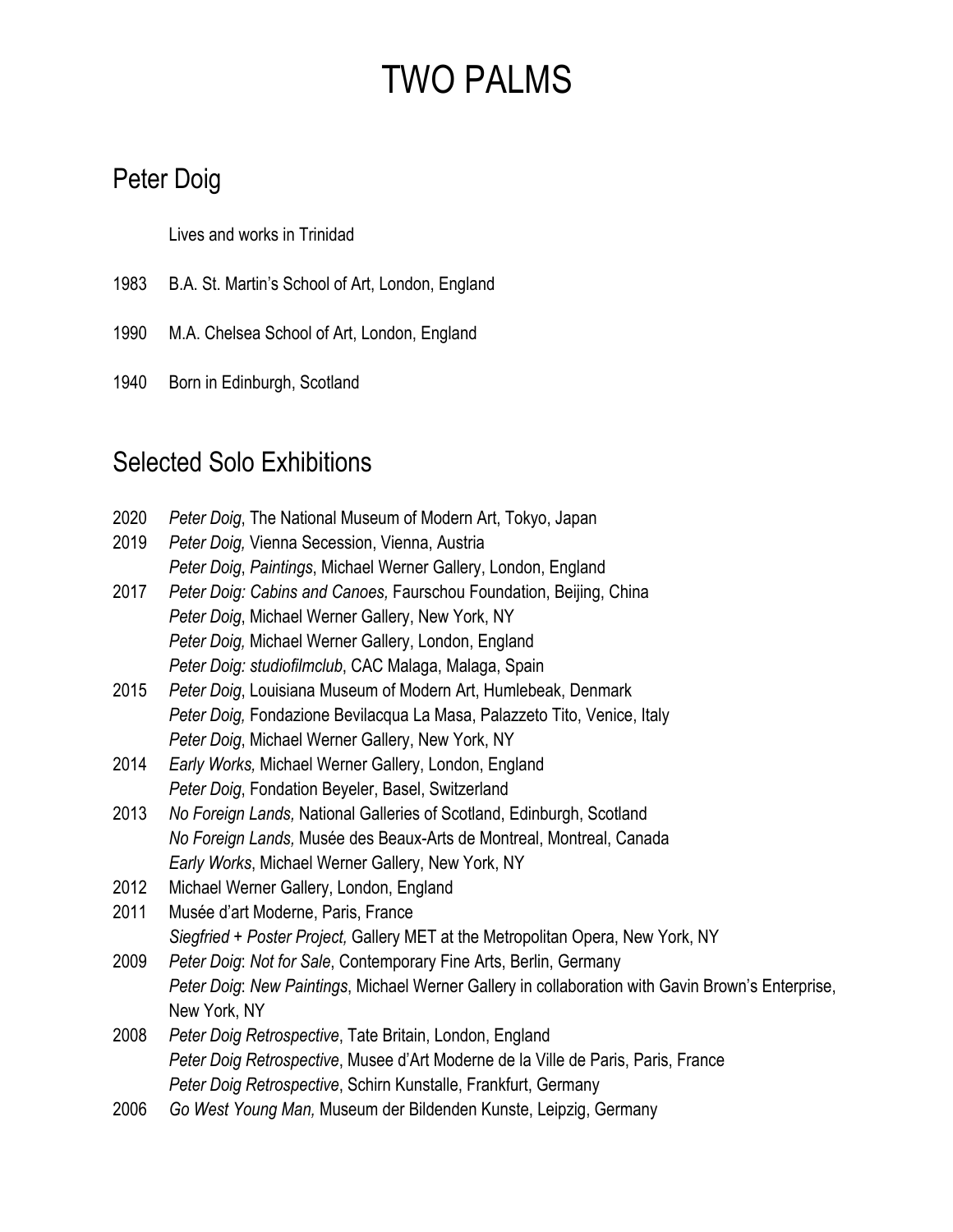# TWO PALMS

## Peter Doig

Lives and works in Trinidad

1983 B.A. St. Martin's School of Art, London, England

1990 M.A. Chelsea School of Art, London, England

1940 Born in Edinburgh, Scotland

## Selected Solo Exhibitions

2020 *Peter Doig*, The National Museum of Modern Art, Tokyo, Japan

2019 *Peter Doig,* Vienna Secession, Vienna, Austria
*Peter Doig*, *Paintings*, Michael Werner Gallery, London, England

2017 *Peter Doig: Cabins and Canoes,* Faurschou Foundation, Beijing, China
*Peter Doig*, Michael Werner Gallery, New York, NY
*Peter Doig,* Michael Werner Gallery, London, England
*Peter Doig: studiofilmclub*, CAC Malaga, Malaga, Spain

2015 *Peter Doig*, Louisiana Museum of Modern Art, Humlebeak, Denmark
*Peter Doig,* Fondazione Bevilacqua La Masa, Palazzeto Tito, Venice, Italy
*Peter Doig*, Michael Werner Gallery, New York, NY

2014 *Early Works,* Michael Werner Gallery, London, England
*Peter Doig*, Fondation Beyeler, Basel, Switzerland

2013 *No Foreign Lands,* National Galleries of Scotland, Edinburgh, Scotland
*No Foreign Lands,* Musée des Beaux-Arts de Montreal, Montreal, Canada
*Early Works*, Michael Werner Gallery, New York, NY

2012 Michael Werner Gallery, London, England

2011 Musée d'art Moderne, Paris, France
*Siegfried + Poster Project,* Gallery MET at the Metropolitan Opera, New York, NY

2009 *Peter Doig*: *Not for Sale*, Contemporary Fine Arts, Berlin, Germany
*Peter Doig*: *New Paintings*, Michael Werner Gallery in collaboration with Gavin Brown's Enterprise, New York, NY

2008 *Peter Doig Retrospective*, Tate Britain, London, England
*Peter Doig Retrospective*, Musee d'Art Moderne de la Ville de Paris, Paris, France
*Peter Doig Retrospective*, Schirn Kunstalle, Frankfurt, Germany

2006 *Go West Young Man,* Museum der Bildenden Kunste, Leipzig, Germany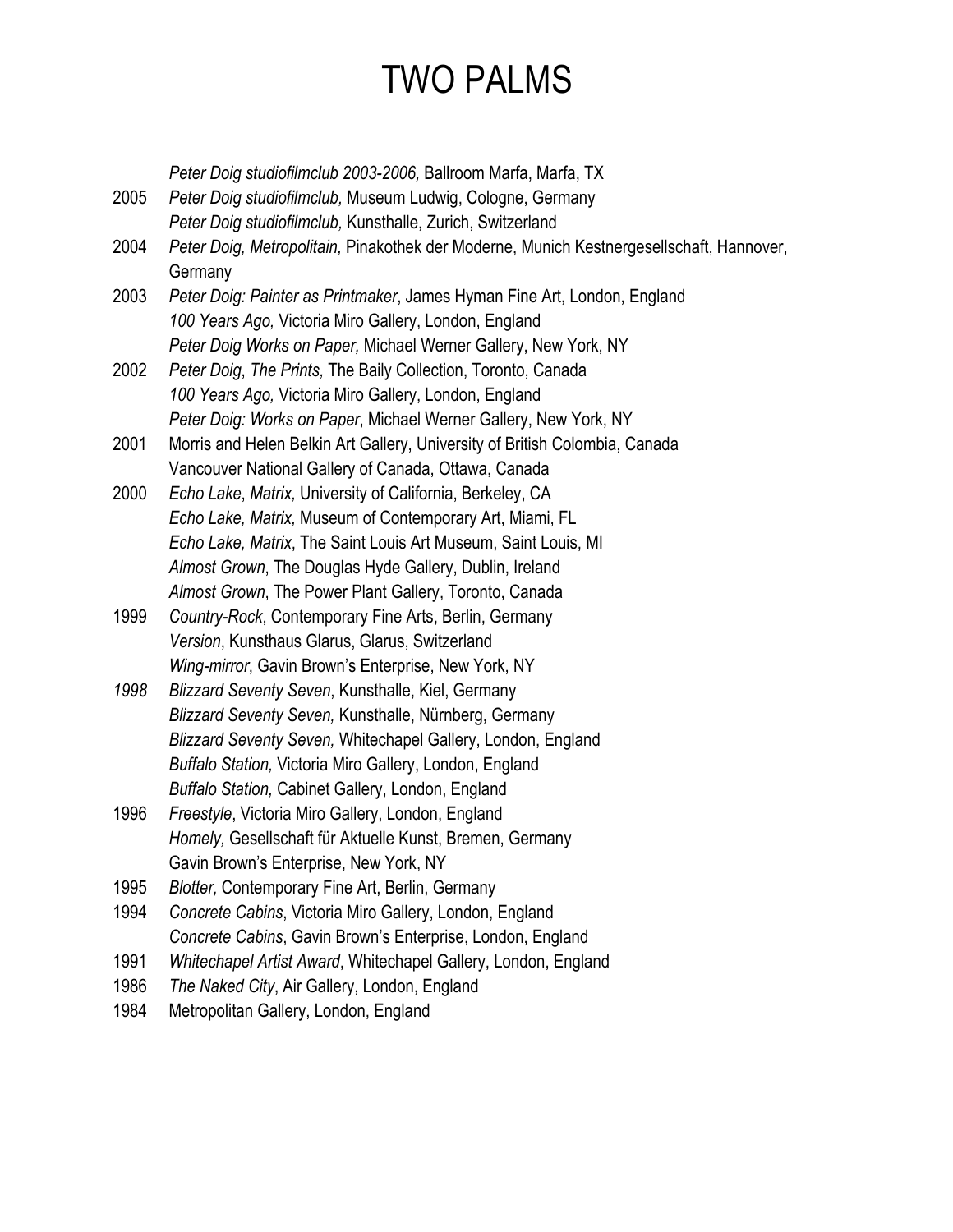|  |  |
|---|---|
|  | *Peter Doig studiofilmclub 2003-2006,* Ballroom Marfa, Marfa, TX |
| 2005 | *Peter Doig studiofilmclub,* Museum Ludwig, Cologne, Germany |
|  | *Peter Doig studiofilmclub,* Kunsthalle, Zurich, Switzerland |
| 2004 | *Peter Doig, Metropolitain,* Pinakothek der Moderne, Munich Kestnergesellschaft, Hannover, Germany |
| 2003 | *Peter Doig: Painter as Printmaker*, James Hyman Fine Art, London, England |
|  | *100 Years Ago,* Victoria Miro Gallery, London, England |
|  | *Peter Doig Works on Paper,* Michael Werner Gallery, New York, NY |
| 2002 | *Peter Doig*, *The Prints,* The Baily Collection, Toronto, Canada |
|  | *100 Years Ago,* Victoria Miro Gallery, London, England |
|  | *Peter Doig: Works on Paper*, Michael Werner Gallery, New York, NY |
| 2001 | Morris and Helen Belkin Art Gallery, University of British Colombia, Canada |
|  | Vancouver National Gallery of Canada, Ottawa, Canada |
| 2000 | *Echo Lake*, *Matrix,* University of California, Berkeley, CA |
|  | *Echo Lake, Matrix,* Museum of Contemporary Art, Miami, FL |
|  | *Echo Lake, Matrix*, The Saint Louis Art Museum, Saint Louis, MI |
|  | *Almost Grown*, The Douglas Hyde Gallery, Dublin, Ireland |
|  | *Almost Grown*, The Power Plant Gallery, Toronto, Canada |
| 1999 | *Country-Rock*, Contemporary Fine Arts, Berlin, Germany |
|  | *Version*, Kunsthaus Glarus, Glarus, Switzerland |
|  | *Wing-mirror*, Gavin Brown's Enterprise, New York, NY |
| *1998* | *Blizzard Seventy Seven*, Kunsthalle, Kiel, Germany |
|  | *Blizzard Seventy Seven,* Kunsthalle, Nürnberg, Germany |
|  | *Blizzard Seventy Seven,* Whitechapel Gallery, London, England |
|  | *Buffalo Station,* Victoria Miro Gallery, London, England |
|  | *Buffalo Station,* Cabinet Gallery, London, England |
| 1996 | *Freestyle*, Victoria Miro Gallery, London, England |
|  | *Homely,* Gesellschaft für Aktuelle Kunst, Bremen, Germany |
|  | Gavin Brown's Enterprise, New York, NY |
| 1995 | *Blotter,* Contemporary Fine Art, Berlin, Germany |
| 1994 | *Concrete Cabins*, Victoria Miro Gallery, London, England |
|  | *Concrete Cabins*, Gavin Brown's Enterprise, London, England |
| 1991 | *Whitechapel Artist Award*, Whitechapel Gallery, London, England |
| 1986 | *The Naked City*, Air Gallery, London, England |
| 1984 | Metropolitan Gallery, London, England |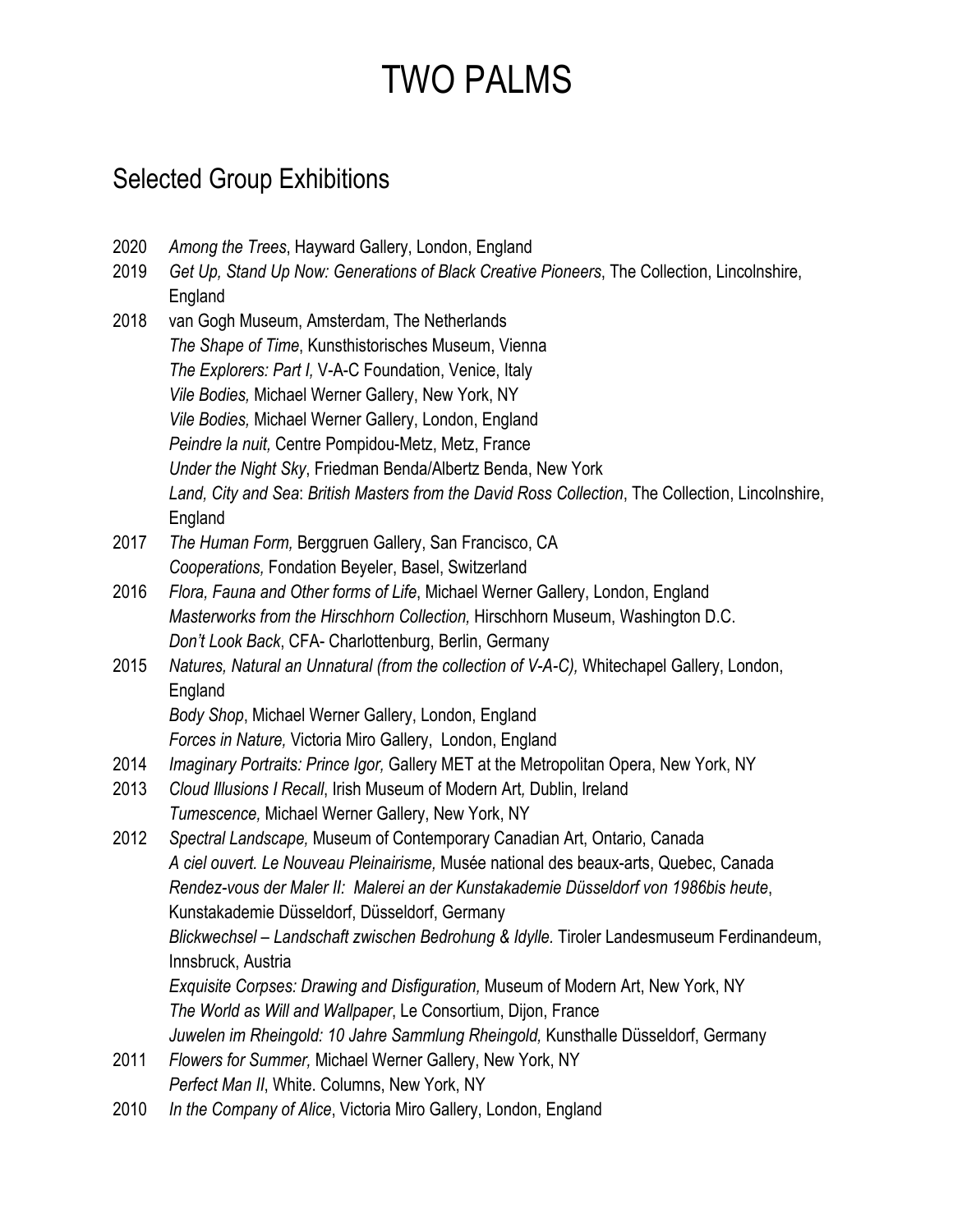# TWO PALMS

## Selected Group Exhibitions

2020 *Among the Trees*, Hayward Gallery, London, England

2019 *Get Up, Stand Up Now: Generations of Black Creative Pioneers*, The Collection, Lincolnshire, England

2018 van Gogh Museum, Amsterdam, The Netherlands
*The Shape of Time*, Kunsthistorisches Museum, Vienna
*The Explorers: Part I,* V-A-C Foundation, Venice, Italy
*Vile Bodies,* Michael Werner Gallery, New York, NY
*Vile Bodies,* Michael Werner Gallery, London, England
*Peindre la nuit,* Centre Pompidou-Metz, Metz, France
*Under the Night Sky*, Friedman Benda/Albertz Benda, New York
*Land, City and Sea*: *British Masters from the David Ross Collection*, The Collection, Lincolnshire, England

2017 *The Human Form,* Berggruen Gallery, San Francisco, CA
*Cooperations,* Fondation Beyeler, Basel, Switzerland

2016 *Flora, Fauna and Other forms of Life*, Michael Werner Gallery, London, England
*Masterworks from the Hirschhorn Collection,* Hirschhorn Museum, Washington D.C.
*Don't Look Back*, CFA- Charlottenburg, Berlin, Germany

2015 *Natures, Natural an Unnatural (from the collection of V-A-C),* Whitechapel Gallery, London, England
*Body Shop*, Michael Werner Gallery, London, England
*Forces in Nature,* Victoria Miro Gallery, London, England

2014 *Imaginary Portraits: Prince Igor,* Gallery MET at the Metropolitan Opera, New York, NY

2013 *Cloud Illusions I Recall*, Irish Museum of Modern Art*,* Dublin, Ireland
*Tumescence,* Michael Werner Gallery, New York, NY

2012 *Spectral Landscape,* Museum of Contemporary Canadian Art, Ontario, Canada
*A ciel ouvert. Le Nouveau Pleinairisme,* Musée national des beaux-arts, Quebec, Canada
*Rendez-vous der Maler II: Malerei an der Kunstakademie Düsseldorf von 1986bis heute*, Kunstakademie Düsseldorf, Düsseldorf, Germany
*Blickwechsel – Landschaft zwischen Bedrohung & Idylle.* Tiroler Landesmuseum Ferdinandeum, Innsbruck, Austria
*Exquisite Corpses: Drawing and Disfiguration,* Museum of Modern Art, New York, NY
*The World as Will and Wallpaper*, Le Consortium, Dijon, France
*Juwelen im Rheingold: 10 Jahre Sammlung Rheingold,* Kunsthalle Düsseldorf, Germany

2011 *Flowers for Summer,* Michael Werner Gallery, New York, NY
*Perfect Man II*, White. Columns, New York, NY

2010 *In the Company of Alice*, Victoria Miro Gallery, London, England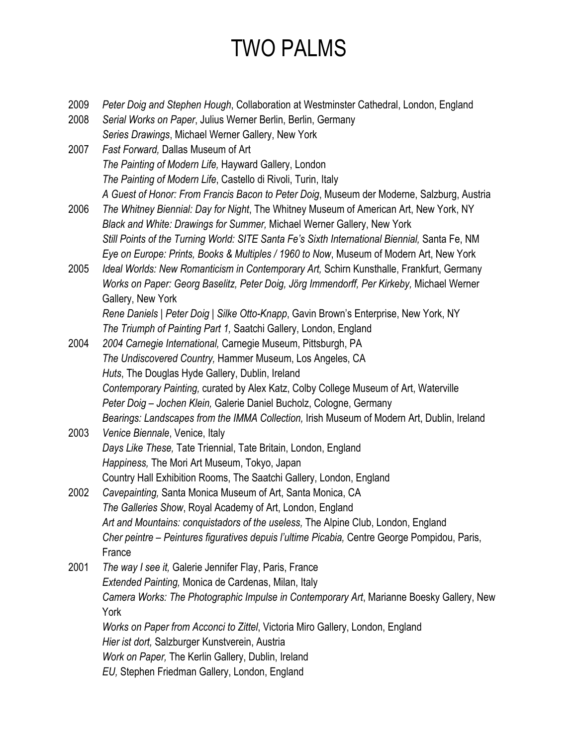# TWO PALMS

2009 *Peter Doig and Stephen Hough*, Collaboration at Westminster Cathedral, London, England

2008 *Serial Works on Paper*, Julius Werner Berlin, Berlin, Germany
*Series Drawings*, Michael Werner Gallery, New York

2007 *Fast Forward,* Dallas Museum of Art
*The Painting of Modern Life,* Hayward Gallery, London
*The Painting of Modern Life*, Castello di Rivoli, Turin, Italy
*A Guest of Honor: From Francis Bacon to Peter Doig*, Museum der Moderne, Salzburg, Austria

2006 *The Whitney Biennial: Day for Night*, The Whitney Museum of American Art, New York, NY
*Black and White: Drawings for Summer,* Michael Werner Gallery, New York
*Still Points of the Turning World: SITE Santa Fe's Sixth International Biennial,* Santa Fe, NM
*Eye on Europe: Prints, Books & Multiples / 1960 to Now*, Museum of Modern Art, New York

2005 *Ideal Worlds: New Romanticism in Contemporary Art,* Schirn Kunsthalle, Frankfurt, Germany
*Works on Paper: Georg Baselitz, Peter Doig, Jörg Immendorff, Per Kirkeby,* Michael Werner Gallery, New York
*Rene Daniels | Peter Doig | Silke Otto-Knapp*, Gavin Brown's Enterprise, New York, NY
*The Triumph of Painting Part 1,* Saatchi Gallery, London, England

2004 *2004 Carnegie International,* Carnegie Museum, Pittsburgh, PA
*The Undiscovered Country,* Hammer Museum, Los Angeles, CA
*Huts*, The Douglas Hyde Gallery, Dublin, Ireland
*Contemporary Painting,* curated by Alex Katz, Colby College Museum of Art, Waterville
*Peter Doig – Jochen Klein,* Galerie Daniel Bucholz, Cologne, Germany
*Bearings: Landscapes from the IMMA Collection,* Irish Museum of Modern Art, Dublin, Ireland

2003 *Venice Biennale*, Venice, Italy
*Days Like These,* Tate Triennial, Tate Britain, London, England
*Happiness,* The Mori Art Museum, Tokyo, Japan
Country Hall Exhibition Rooms, The Saatchi Gallery, London, England

2002 *Cavepainting,* Santa Monica Museum of Art, Santa Monica, CA
*The Galleries Show*, Royal Academy of Art, London, England
*Art and Mountains: conquistadors of the useless,* The Alpine Club, London, England
*Cher peintre – Peintures figuratives depuis l'ultime Picabia,* Centre George Pompidou, Paris, France

2001 *The way I see it,* Galerie Jennifer Flay, Paris, France
*Extended Painting,* Monica de Cardenas, Milan, Italy
*Camera Works: The Photographic Impulse in Contemporary Art*, Marianne Boesky Gallery, New York
*Works on Paper from Acconci to Zittel*, Victoria Miro Gallery, London, England
*Hier ist dort,* Salzburger Kunstverein, Austria
*Work on Paper,* The Kerlin Gallery, Dublin, Ireland
*EU,* Stephen Friedman Gallery, London, England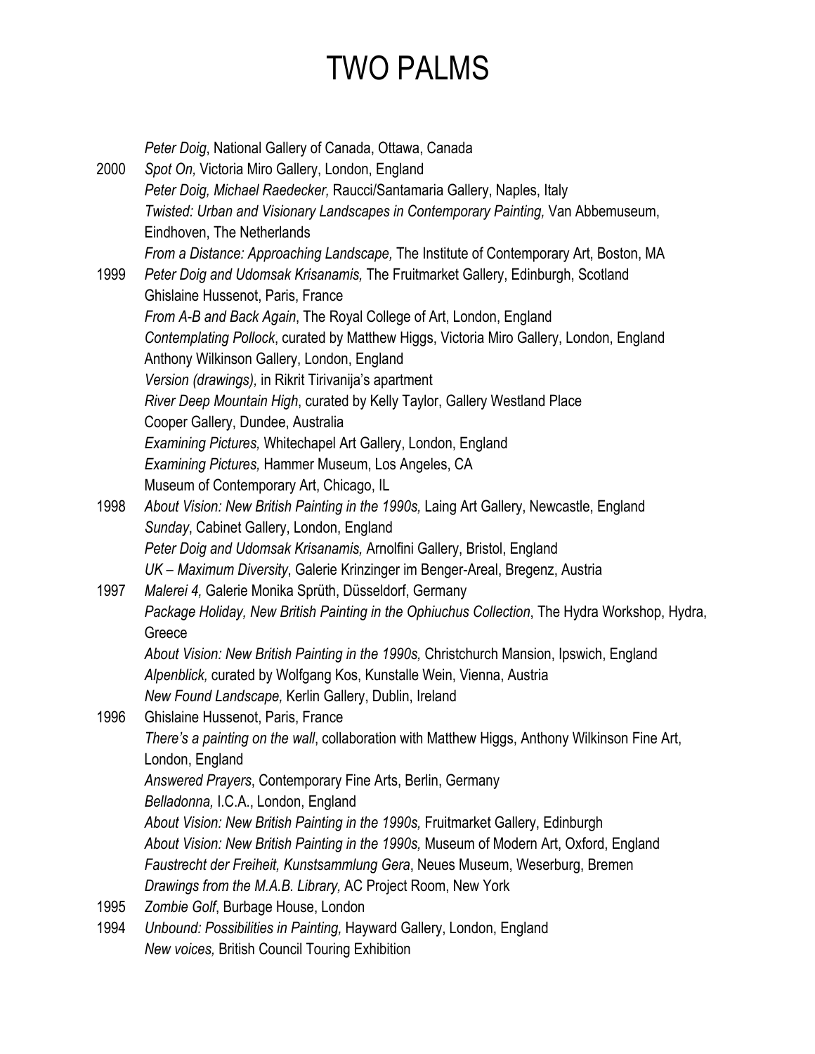*Peter Doig*, National Gallery of Canada, Ottawa, Canada

2000 *Spot On,* Victoria Miro Gallery, London, England
*Peter Doig, Michael Raedecker,* Raucci/Santamaria Gallery, Naples, Italy
*Twisted: Urban and Visionary Landscapes in Contemporary Painting,* Van Abbemuseum, Eindhoven, The Netherlands
*From a Distance: Approaching Landscape,* The Institute of Contemporary Art, Boston, MA

1999 *Peter Doig and Udomsak Krisanamis,* The Fruitmarket Gallery, Edinburgh, Scotland
Ghislaine Hussenot, Paris, France
*From A-B and Back Again*, The Royal College of Art, London, England
*Contemplating Pollock*, curated by Matthew Higgs, Victoria Miro Gallery, London, England
Anthony Wilkinson Gallery, London, England
*Version (drawings),* in Rikrit Tirivanija's apartment
*River Deep Mountain High*, curated by Kelly Taylor, Gallery Westland Place
Cooper Gallery, Dundee, Australia
*Examining Pictures,* Whitechapel Art Gallery, London, England
*Examining Pictures,* Hammer Museum, Los Angeles, CA
Museum of Contemporary Art, Chicago, IL

1998 *About Vision: New British Painting in the 1990s,* Laing Art Gallery, Newcastle, England
*Sunday*, Cabinet Gallery, London, England
*Peter Doig and Udomsak Krisanamis,* Arnolfini Gallery, Bristol, England
*UK – Maximum Diversity*, Galerie Krinzinger im Benger-Areal, Bregenz, Austria

1997 *Malerei 4,* Galerie Monika Sprüth, Düsseldorf, Germany
*Package Holiday, New British Painting in the Ophiuchus Collection*, The Hydra Workshop, Hydra, Greece
*About Vision: New British Painting in the 1990s,* Christchurch Mansion, Ipswich, England
*Alpenblick,* curated by Wolfgang Kos, Kunstalle Wein, Vienna, Austria
*New Found Landscape,* Kerlin Gallery, Dublin, Ireland

1996 Ghislaine Hussenot, Paris, France
*There's a painting on the wall*, collaboration with Matthew Higgs, Anthony Wilkinson Fine Art, London, England
*Answered Prayers*, Contemporary Fine Arts, Berlin, Germany
*Belladonna,* I.C.A., London, England
*About Vision: New British Painting in the 1990s,* Fruitmarket Gallery, Edinburgh
*About Vision: New British Painting in the 1990s,* Museum of Modern Art, Oxford, England
*Faustrecht der Freiheit, Kunstsammlung Gera*, Neues Museum, Weserburg, Bremen
*Drawings from the M.A.B. Library,* AC Project Room, New York

1995 *Zombie Golf*, Burbage House, London

1994 *Unbound: Possibilities in Painting,* Hayward Gallery, London, England
*New voices,* British Council Touring Exhibition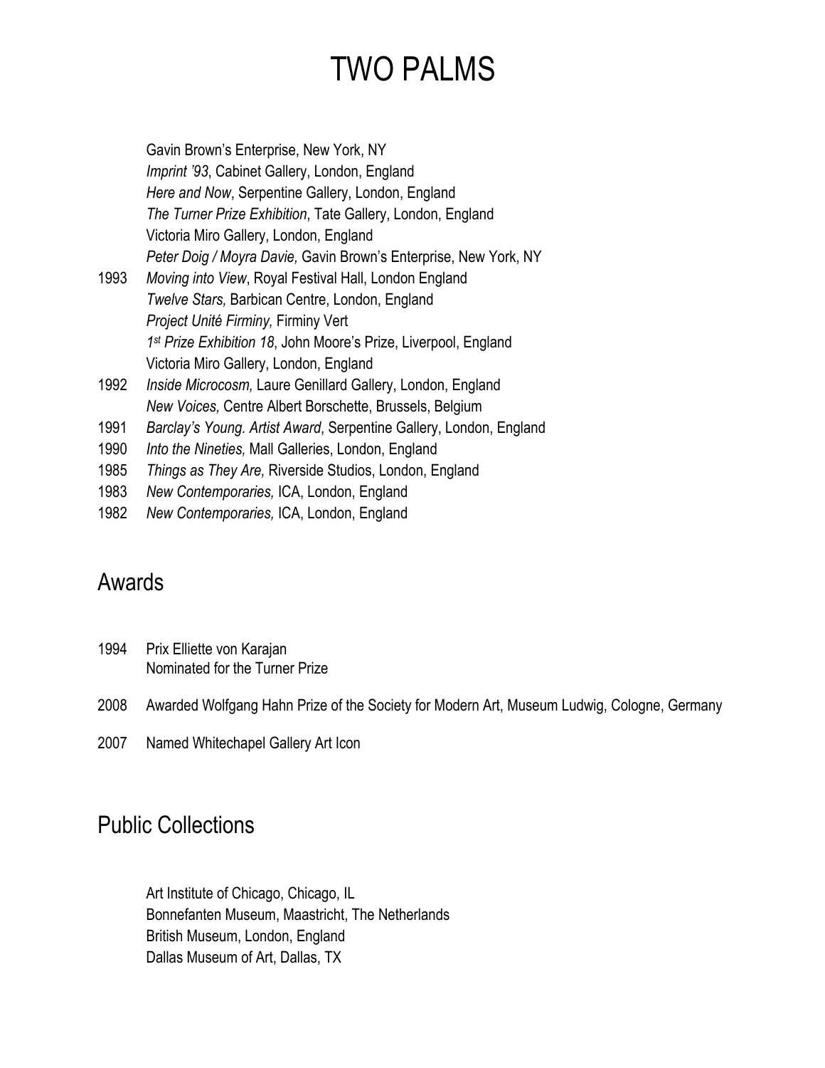# TWO PALMS

Gavin Brown's Enterprise, New York, NY
*Imprint '93*, Cabinet Gallery, London, England
*Here and Now*, Serpentine Gallery, London, England
*The Turner Prize Exhibition*, Tate Gallery, London, England
Victoria Miro Gallery, London, England
*Peter Doig / Moyra Davie,* Gavin Brown's Enterprise, New York, NY

1993 *Moving into View*, Royal Festival Hall, London England
*Twelve Stars,* Barbican Centre, London, England
*Project Unité Firminy,* Firminy Vert
*1st Prize Exhibition 18*, John Moore's Prize, Liverpool, England
Victoria Miro Gallery, London, England

1992 *Inside Microcosm,* Laure Genillard Gallery, London, England
*New Voices,* Centre Albert Borschette, Brussels, Belgium

1991 *Barclay's Young. Artist Award*, Serpentine Gallery, London, England

1990 *Into the Nineties,* Mall Galleries, London, England

1985 *Things as They Are,* Riverside Studios, London, England

1983 *New Contemporaries,* ICA, London, England

1982 *New Contemporaries,* ICA, London, England

## Awards

1994 Prix Elliette von Karajan
Nominated for the Turner Prize

2008 Awarded Wolfgang Hahn Prize of the Society for Modern Art, Museum Ludwig, Cologne, Germany

2007 Named Whitechapel Gallery Art Icon

## Public Collections

Art Institute of Chicago, Chicago, IL
Bonnefanten Museum, Maastricht, The Netherlands
British Museum, London, England
Dallas Museum of Art, Dallas, TX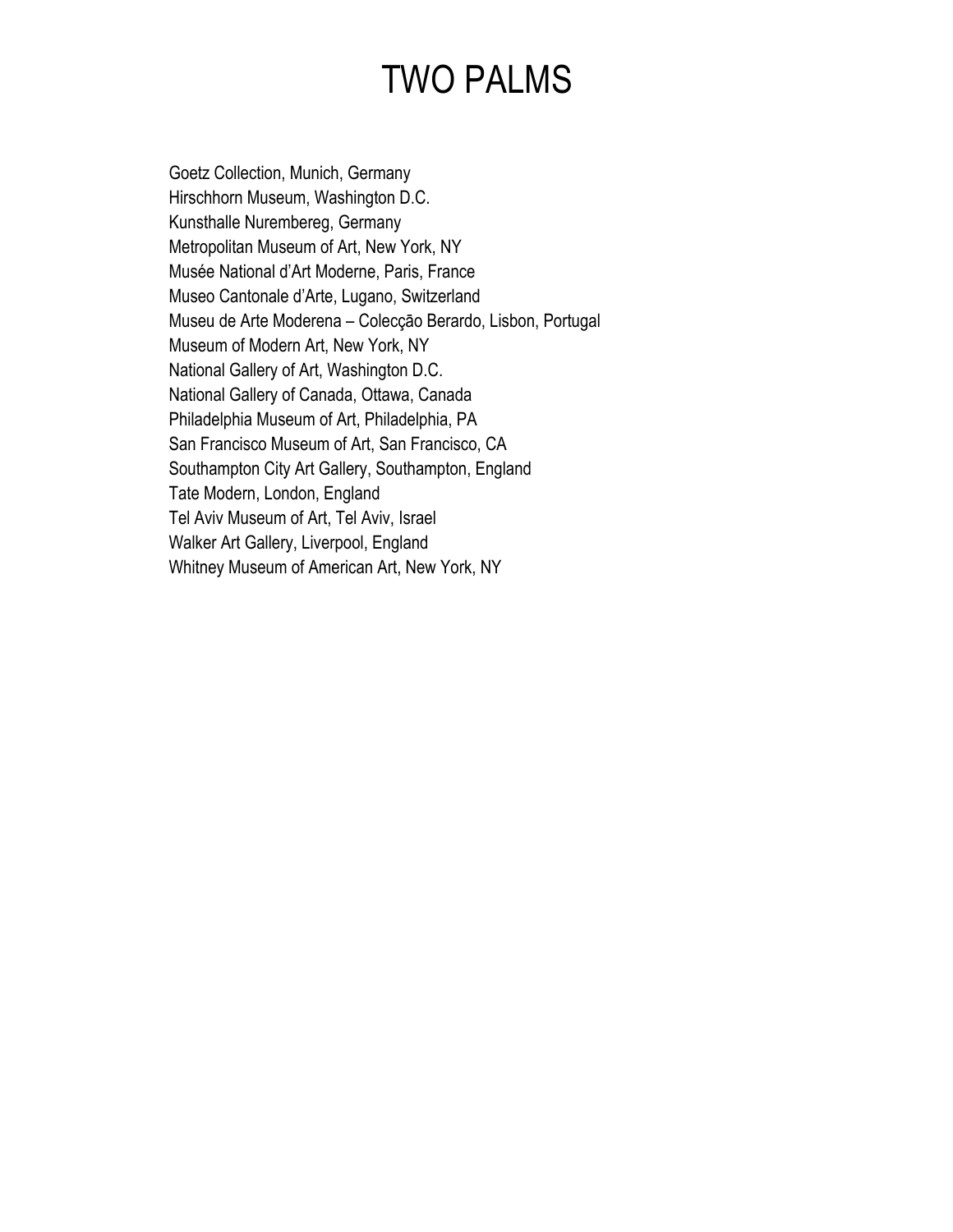# TWO PALMS

Goetz Collection, Munich, Germany
Hirschhorn Museum, Washington D.C.
Kunsthalle Nurembereg, Germany
Metropolitan Museum of Art, New York, NY
Musée National d'Art Moderne, Paris, France
Museo Cantonale d'Arte, Lugano, Switzerland
Museu de Arte Moderena – Colecção Berardo, Lisbon, Portugal
Museum of Modern Art, New York, NY
National Gallery of Art, Washington D.C.
National Gallery of Canada, Ottawa, Canada
Philadelphia Museum of Art, Philadelphia, PA
San Francisco Museum of Art, San Francisco, CA
Southampton City Art Gallery, Southampton, England
Tate Modern, London, England
Tel Aviv Museum of Art, Tel Aviv, Israel
Walker Art Gallery, Liverpool, England
Whitney Museum of American Art, New York, NY